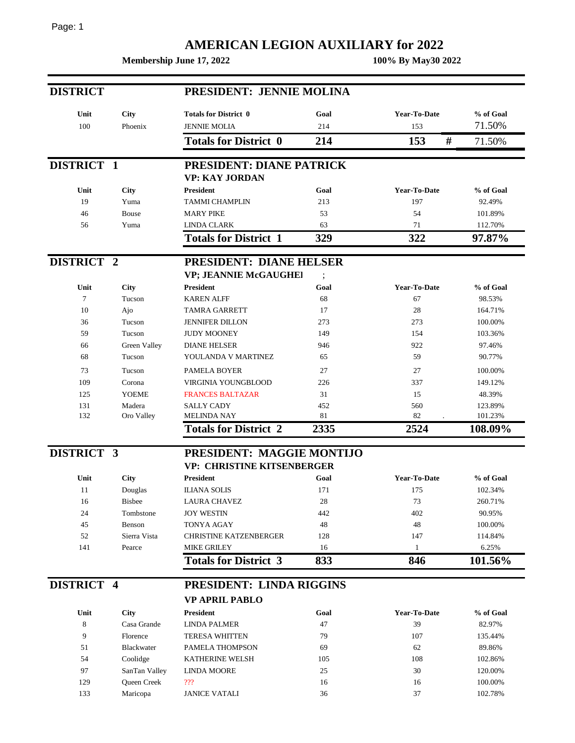# AMERICAN LEGION AUXILIARY for 2022

**Membership June 17, 2022** **100% By May30 2022**

## DISTRICT — PRESIDENT: JENNIE MOLINA

| Unit | City | Totals for District 0 | Goal | Year-To-Date | | % of Goal |
|---|---|---|---|---|---|---|
| 100 | Phoenix | JENNIE MOLIA | 214 | 153 | | 71.50% |
| | | **Totals for District 0** | **214** | **153** | **#** | 71.50% |

## DISTRICT 1 — PRESIDENT: DIANE PATRICK

**VP: KAY JORDAN**

| Unit | City | President | Goal | Year-To-Date | % of Goal |
|---|---|---|---|---|---|
| 19 | Yuma | TAMMI CHAMPLIN | 213 | 197 | 92.49% |
| 46 | Bouse | MARY PIKE | 53 | 54 | 101.89% |
| 56 | Yuma | LINDA CLARK | 63 | 71 | 112.70% |
| | | **Totals for District 1** | **329** | **322** | **97.87%** |

## DISTRICT 2 — PRESIDENT: DIANE HELSER

**VP; JEANNIE McGAUGHEI** ;

| Unit | City | President | Goal | Year-To-Date | % of Goal |
|---|---|---|---|---|---|
| 7 | Tucson | KAREN ALFF | 68 | 67 | 98.53% |
| 10 | Ajo | TAMRA GARRETT | 17 | 28 | 164.71% |
| 36 | Tucson | JENNIFER DILLON | 273 | 273 | 100.00% |
| 59 | Tucson | JUDY MOONEY | 149 | 154 | 103.36% |
| 66 | Green Valley | DIANE HELSER | 946 | 922 | 97.46% |
| 68 | Tucson | YOULANDA V MARTINEZ | 65 | 59 | 90.77% |
| 73 | Tucson | PAMELA BOYER | 27 | 27 | 100.00% |
| 109 | Corona | VIRGINIA YOUNGBLOOD | 226 | 337 | 149.12% |
| 125 | YOEME | FRANCES BALTAZAR | 31 | 15 | 48.39% |
| 131 | Madera | SALLY CADY | 452 | 560 | 123.89% |
| 132 | Oro Valley | MELINDA NAY | 81 | 82 . | 101.23% |
| | | **Totals for District 2** | **2335** | **2524** | **108.09%** |

## DISTRICT 3 — PRESIDENT: MAGGIE MONTIJO

**VP: CHRISTINE KITSENBERGER**

| Unit | City | President | Goal | Year-To-Date | % of Goal |
|---|---|---|---|---|---|
| 11 | Douglas | ILIANA SOLIS | 171 | 175 | 102.34% |
| 16 | Bisbee | LAURA CHAVEZ | 28 | 73 | 260.71% |
| 24 | Tombstone | JOY WESTIN | 442 | 402 | 90.95% |
| 45 | Benson | TONYA AGAY | 48 | 48 | 100.00% |
| 52 | Sierra Vista | CHRISTINE KATZENBERGER | 128 | 147 | 114.84% |
| 141 | Pearce | MIKE GRILEY | 16 | 1 | 6.25% |
| | | **Totals for District 3** | **833** | **846** | **101.56%** |

## DISTRICT 4 — PRESIDENT: LINDA RIGGINS

**VP APRIL PABLO**

| Unit | City | President | Goal | Year-To-Date | % of Goal |
|---|---|---|---|---|---|
| 8 | Casa Grande | LINDA PALMER | 47 | 39 | 82.97% |
| 9 | Florence | TERESA WHITTEN | 79 | 107 | 135.44% |
| 51 | Blackwater | PAMELA THOMPSON | 69 | 62 | 89.86% |
| 54 | Coolidge | KATHERINE WELSH | 105 | 108 | 102.86% |
| 97 | SanTan Valley | LINDA MOORE | 25 | 30 | 120.00% |
| 129 | Queen Creek | ??? | 16 | 16 | 100.00% |
| 133 | Maricopa | JANICE VATALI | 36 | 37 | 102.78% |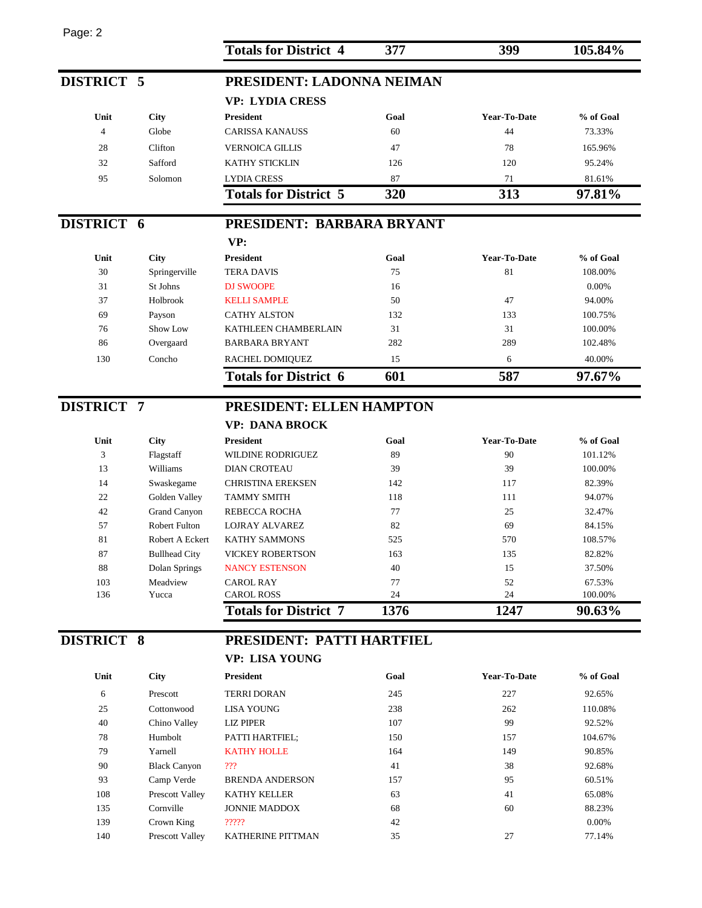| | | Totals for District 4 | 377 | 399 | 105.84% |
|---|---|---|---|---|---|

## DISTRICT 5

### PRESIDENT: LADONNA NEIMAN

### VP: LYDIA CRESS

| Unit | City | President | Goal | Year-To-Date | % of Goal |
|---|---|---|---|---|---|
| 4 | Globe | CARISSA KANAUSS | 60 | 44 | 73.33% |
| 28 | Clifton | VERNOICA GILLIS | 47 | 78 | 165.96% |
| 32 | Safford | KATHY STICKLIN | 126 | 120 | 95.24% |
| 95 | Solomon | LYDIA CRESS | 87 | 71 | 81.61% |
| | | **Totals for District 5** | **320** | **313** | **97.81%** |

## DISTRICT 6

### PRESIDENT: BARBARA BRYANT

### VP:

| Unit | City | President | Goal | Year-To-Date | % of Goal |
|---|---|---|---|---|---|
| 30 | Springerville | TERA DAVIS | 75 | 81 | 108.00% |
| 31 | St Johns | DJ SWOOPE | 16 | | 0.00% |
| 37 | Holbrook | KELLI SAMPLE | 50 | 47 | 94.00% |
| 69 | Payson | CATHY ALSTON | 132 | 133 | 100.75% |
| 76 | Show Low | KATHLEEN CHAMBERLAIN | 31 | 31 | 100.00% |
| 86 | Overgaard | BARBARA BRYANT | 282 | 289 | 102.48% |
| 130 | Concho | RACHEL DOMIQUEZ | 15 | 6 | 40.00% |
| | | **Totals for District 6** | **601** | **587** | **97.67%** |

## DISTRICT 7

### PRESIDENT: ELLEN HAMPTON

### VP: DANA BROCK

| Unit | City | President | Goal | Year-To-Date | % of Goal |
|---|---|---|---|---|---|
| 3 | Flagstaff | WILDINE RODRIGUEZ | 89 | 90 | 101.12% |
| 13 | Williams | DIAN CROTEAU | 39 | 39 | 100.00% |
| 14 | Swaskegame | CHRISTINA EREKSEN | 142 | 117 | 82.39% |
| 22 | Golden Valley | TAMMY SMITH | 118 | 111 | 94.07% |
| 42 | Grand Canyon | REBECCA ROCHA | 77 | 25 | 32.47% |
| 57 | Robert Fulton | LOJRAY ALVAREZ | 82 | 69 | 84.15% |
| 81 | Robert A Eckert | KATHY SAMMONS | 525 | 570 | 108.57% |
| 87 | Bullhead City | VICKEY ROBERTSON | 163 | 135 | 82.82% |
| 88 | Dolan Springs | NANCY ESTENSON | 40 | 15 | 37.50% |
| 103 | Meadview | CAROL RAY | 77 | 52 | 67.53% |
| 136 | Yucca | CAROL ROSS | 24 | 24 | 100.00% |
| | | **Totals for District 7** | **1376** | **1247** | **90.63%** |

## DISTRICT 8

### PRESIDENT: PATTI HARTFIEL

### VP: LISA YOUNG

| Unit | City | President | Goal | Year-To-Date | % of Goal |
|---|---|---|---|---|---|
| 6 | Prescott | TERRI DORAN | 245 | 227 | 92.65% |
| 25 | Cottonwood | LISA YOUNG | 238 | 262 | 110.08% |
| 40 | Chino Valley | LIZ PIPER | 107 | 99 | 92.52% |
| 78 | Humbolt | PATTI HARTFIEL; | 150 | 157 | 104.67% |
| 79 | Yarnell | KATHY HOLLE | 164 | 149 | 90.85% |
| 90 | Black Canyon | ??? | 41 | 38 | 92.68% |
| 93 | Camp Verde | BRENDA ANDERSON | 157 | 95 | 60.51% |
| 108 | Prescott Valley | KATHY KELLER | 63 | 41 | 65.08% |
| 135 | Cornville | JONNIE MADDOX | 68 | 60 | 88.23% |
| 139 | Crown King | ????? | 42 | | 0.00% |
| 140 | Prescott Valley | KATHERINE PITTMAN | 35 | 27 | 77.14% |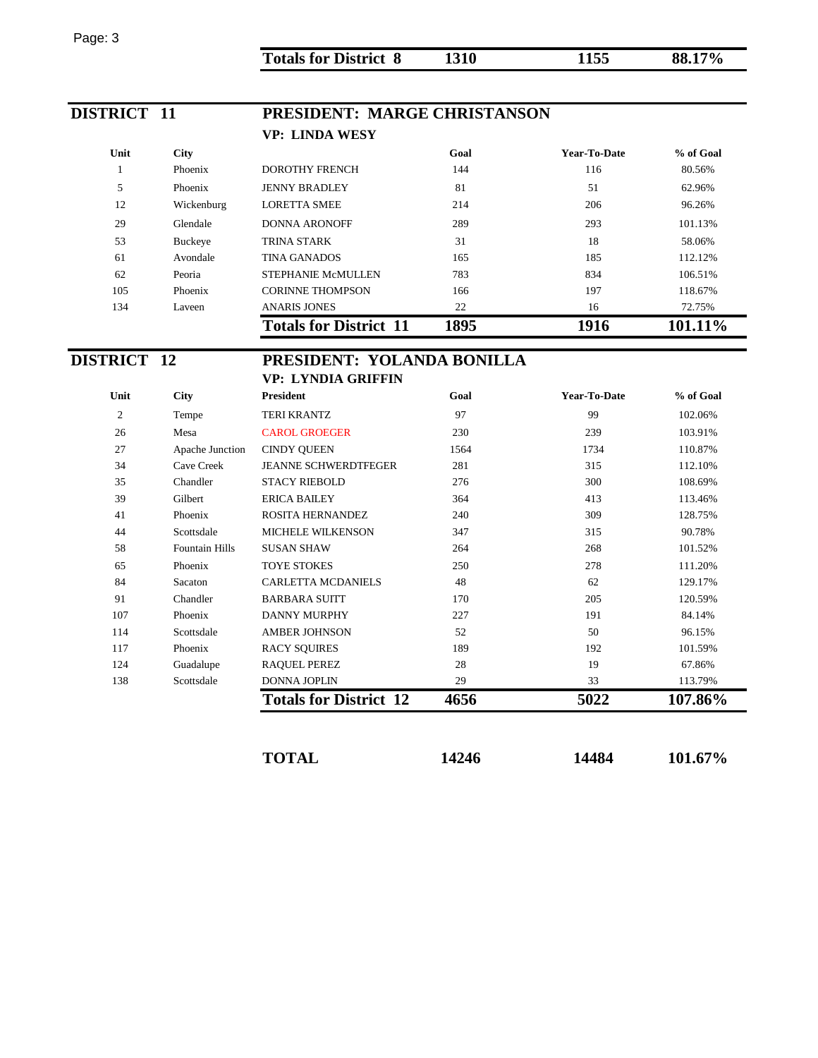| | | | | | |
|---|---|---|---|---|---|
| | | **Totals for District 8** | **1310** | **1155** | **88.17%** |

## DISTRICT 11

### PRESIDENT: MARGE CHRISTANSON

**VP: LINDA WESY**

| Unit | City | | Goal | Year-To-Date | % of Goal |
|---|---|---|---|---|---|
| 1 | Phoenix | DOROTHY FRENCH | 144 | 116 | 80.56% |
| 5 | Phoenix | JENNY BRADLEY | 81 | 51 | 62.96% |
| 12 | Wickenburg | LORETTA SMEE | 214 | 206 | 96.26% |
| 29 | Glendale | DONNA ARONOFF | 289 | 293 | 101.13% |
| 53 | Buckeye | TRINA STARK | 31 | 18 | 58.06% |
| 61 | Avondale | TINA GANADOS | 165 | 185 | 112.12% |
| 62 | Peoria | STEPHANIE McMULLEN | 783 | 834 | 106.51% |
| 105 | Phoenix | CORINNE THOMPSON | 166 | 197 | 118.67% |
| 134 | Laveen | ANARIS JONES | 22 | 16 | 72.75% |
| | | **Totals for District 11** | **1895** | **1916** | **101.11%** |

## DISTRICT 12

### PRESIDENT: YOLANDA BONILLA

**VP: LYNDIA GRIFFIN**

| Unit | City | President | Goal | Year-To-Date | % of Goal |
|---|---|---|---|---|---|
| 2 | Tempe | TERI KRANTZ | 97 | 99 | 102.06% |
| 26 | Mesa | CAROL GROEGER | 230 | 239 | 103.91% |
| 27 | Apache Junction | CINDY QUEEN | 1564 | 1734 | 110.87% |
| 34 | Cave Creek | JEANNE SCHWERDTFEGER | 281 | 315 | 112.10% |
| 35 | Chandler | STACY RIEBOLD | 276 | 300 | 108.69% |
| 39 | Gilbert | ERICA BAILEY | 364 | 413 | 113.46% |
| 41 | Phoenix | ROSITA HERNANDEZ | 240 | 309 | 128.75% |
| 44 | Scottsdale | MICHELE WILKENSON | 347 | 315 | 90.78% |
| 58 | Fountain Hills | SUSAN SHAW | 264 | 268 | 101.52% |
| 65 | Phoenix | TOYE STOKES | 250 | 278 | 111.20% |
| 84 | Sacaton | CARLETTA MCDANIELS | 48 | 62 | 129.17% |
| 91 | Chandler | BARBARA SUITT | 170 | 205 | 120.59% |
| 107 | Phoenix | DANNY MURPHY | 227 | 191 | 84.14% |
| 114 | Scottsdale | AMBER JOHNSON | 52 | 50 | 96.15% |
| 117 | Phoenix | RACY SQUIRES | 189 | 192 | 101.59% |
| 124 | Guadalupe | RAQUEL PEREZ | 28 | 19 | 67.86% |
| 138 | Scottsdale | DONNA JOPLIN | 29 | 33 | 113.79% |
| | | **Totals for District 12** | **4656** | **5022** | **107.86%** |

| | | | |
|---|---|---|---|
| **TOTAL** | **14246** | **14484** | **101.67%** |